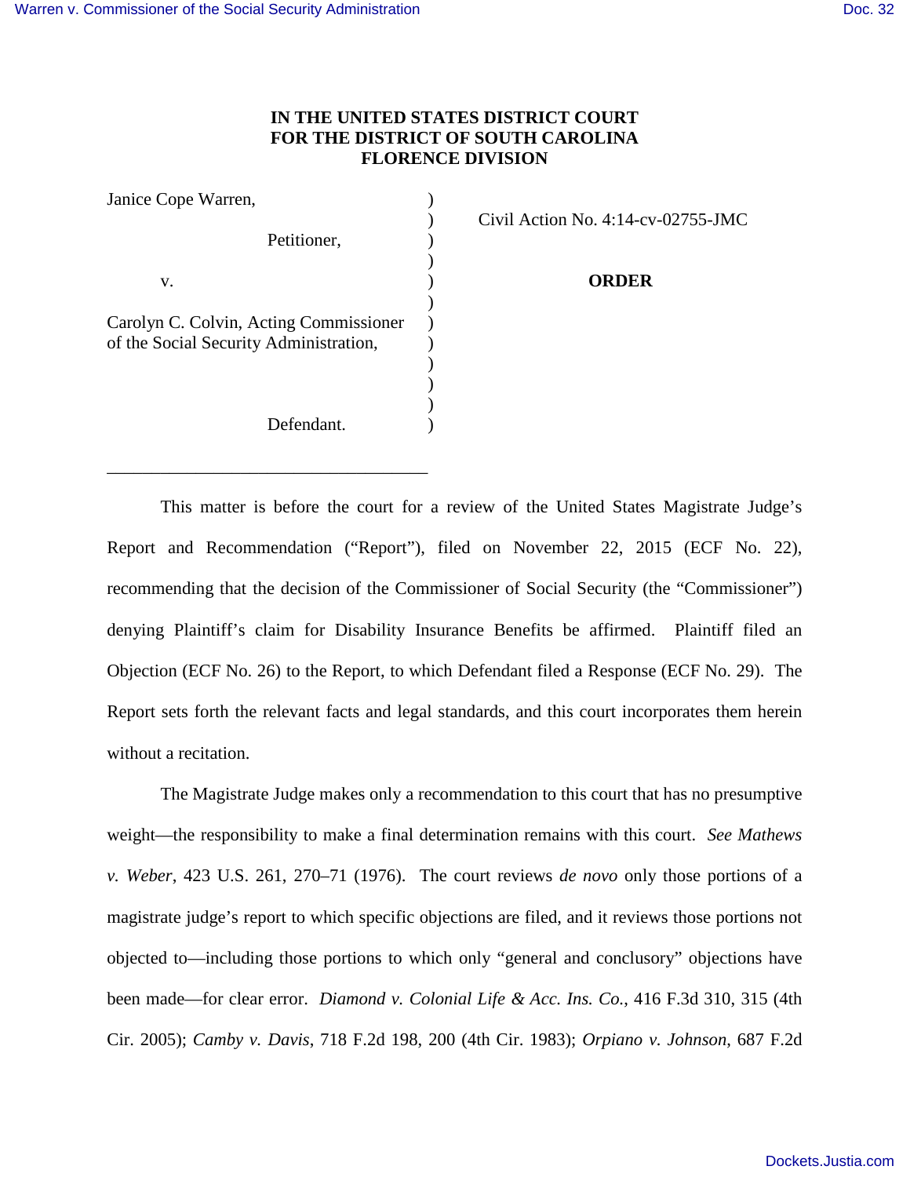**IN THE UNITED STATES DISTRICT COURT**
**FOR THE DISTRICT OF SOUTH CAROLINA**
**FLORENCE DIVISION**

Janice Cope Warren,

Petitioner,

v.

Carolyn C. Colvin, Acting Commissioner of the Social Security Administration,

Defendant.

Civil Action No. 4:14-cv-02755-JMC

**ORDER**

---

This matter is before the court for a review of the United States Magistrate Judge's Report and Recommendation ("Report"), filed on November 22, 2015 (ECF No. 22), recommending that the decision of the Commissioner of Social Security (the "Commissioner") denying Plaintiff's claim for Disability Insurance Benefits be affirmed. Plaintiff filed an Objection (ECF No. 26) to the Report, to which Defendant filed a Response (ECF No. 29). The Report sets forth the relevant facts and legal standards, and this court incorporates them herein without a recitation.

The Magistrate Judge makes only a recommendation to this court that has no presumptive weight—the responsibility to make a final determination remains with this court. *See Mathews v. Weber*, 423 U.S. 261, 270–71 (1976). The court reviews *de novo* only those portions of a magistrate judge's report to which specific objections are filed, and it reviews those portions not objected to—including those portions to which only "general and conclusory" objections have been made—for clear error. *Diamond v. Colonial Life & Acc. Ins. Co.*, 416 F.3d 310, 315 (4th Cir. 2005); *Camby v. Davis*, 718 F.2d 198, 200 (4th Cir. 1983); *Orpiano v. Johnson*, 687 F.2d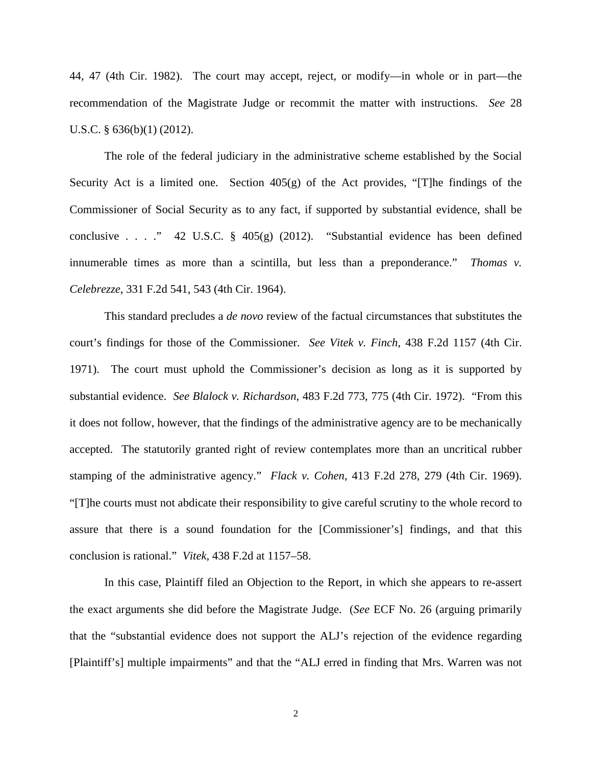44, 47 (4th Cir. 1982). The court may accept, reject, or modify—in whole or in part—the recommendation of the Magistrate Judge or recommit the matter with instructions. *See* 28 U.S.C. § 636(b)(1) (2012).

The role of the federal judiciary in the administrative scheme established by the Social Security Act is a limited one. Section 405(g) of the Act provides, "[T]he findings of the Commissioner of Social Security as to any fact, if supported by substantial evidence, shall be conclusive . . . ." 42 U.S.C. § 405(g) (2012). "Substantial evidence has been defined innumerable times as more than a scintilla, but less than a preponderance." *Thomas v. Celebrezze*, 331 F.2d 541, 543 (4th Cir. 1964).

This standard precludes a *de novo* review of the factual circumstances that substitutes the court's findings for those of the Commissioner. *See Vitek v. Finch*, 438 F.2d 1157 (4th Cir. 1971). The court must uphold the Commissioner's decision as long as it is supported by substantial evidence. *See Blalock v. Richardson*, 483 F.2d 773, 775 (4th Cir. 1972). "From this it does not follow, however, that the findings of the administrative agency are to be mechanically accepted. The statutorily granted right of review contemplates more than an uncritical rubber stamping of the administrative agency." *Flack v. Cohen*, 413 F.2d 278, 279 (4th Cir. 1969). "[T]he courts must not abdicate their responsibility to give careful scrutiny to the whole record to assure that there is a sound foundation for the [Commissioner's] findings, and that this conclusion is rational." *Vitek*, 438 F.2d at 1157–58.

In this case, Plaintiff filed an Objection to the Report, in which she appears to re-assert the exact arguments she did before the Magistrate Judge. (*See* ECF No. 26 (arguing primarily that the "substantial evidence does not support the ALJ's rejection of the evidence regarding [Plaintiff's] multiple impairments" and that the "ALJ erred in finding that Mrs. Warren was not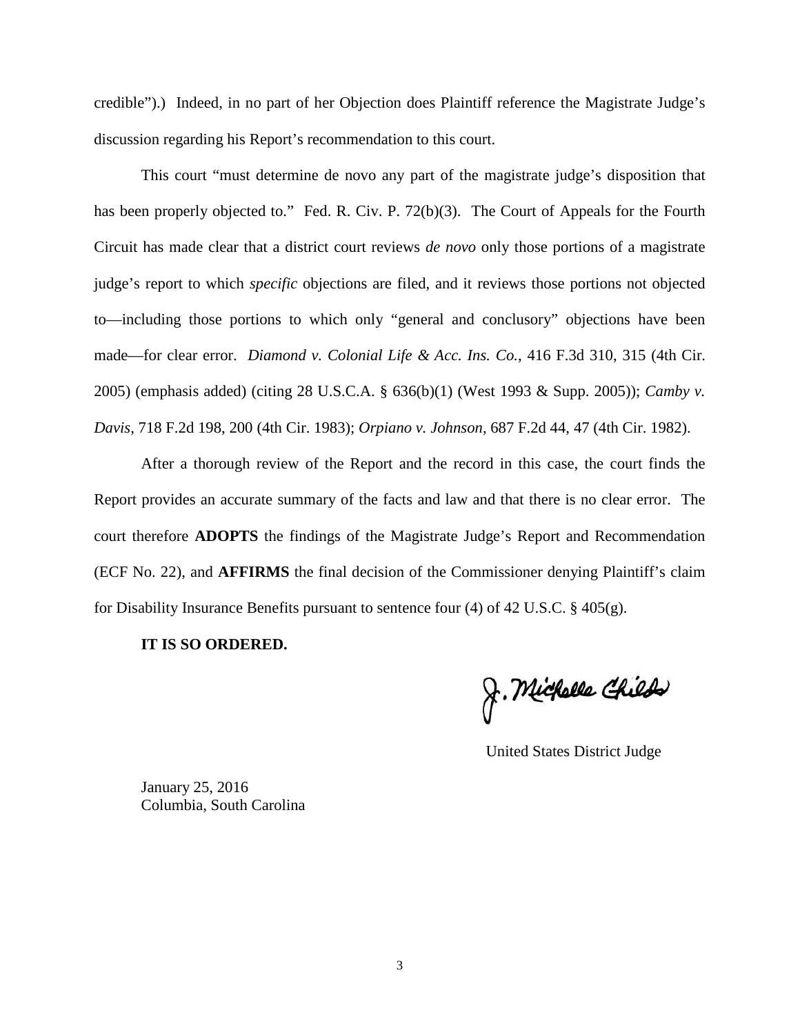credible").) Indeed, in no part of her Objection does Plaintiff reference the Magistrate Judge's discussion regarding his Report's recommendation to this court.

This court "must determine de novo any part of the magistrate judge's disposition that has been properly objected to." Fed. R. Civ. P. 72(b)(3). The Court of Appeals for the Fourth Circuit has made clear that a district court reviews *de novo* only those portions of a magistrate judge's report to which *specific* objections are filed, and it reviews those portions not objected to—including those portions to which only "general and conclusory" objections have been made—for clear error. *Diamond v. Colonial Life & Acc. Ins. Co.*, 416 F.3d 310, 315 (4th Cir. 2005) (emphasis added) (citing 28 U.S.C.A. § 636(b)(1) (West 1993 & Supp. 2005)); *Camby v. Davis*, 718 F.2d 198, 200 (4th Cir. 1983); *Orpiano v. Johnson*, 687 F.2d 44, 47 (4th Cir. 1982).

After a thorough review of the Report and the record in this case, the court finds the Report provides an accurate summary of the facts and law and that there is no clear error. The court therefore **ADOPTS** the findings of the Magistrate Judge's Report and Recommendation (ECF No. 22), and **AFFIRMS** the final decision of the Commissioner denying Plaintiff's claim for Disability Insurance Benefits pursuant to sentence four (4) of 42 U.S.C. § 405(g).

**IT IS SO ORDERED.**

J. Michelle Childs

United States District Judge

January 25, 2016
Columbia, South Carolina